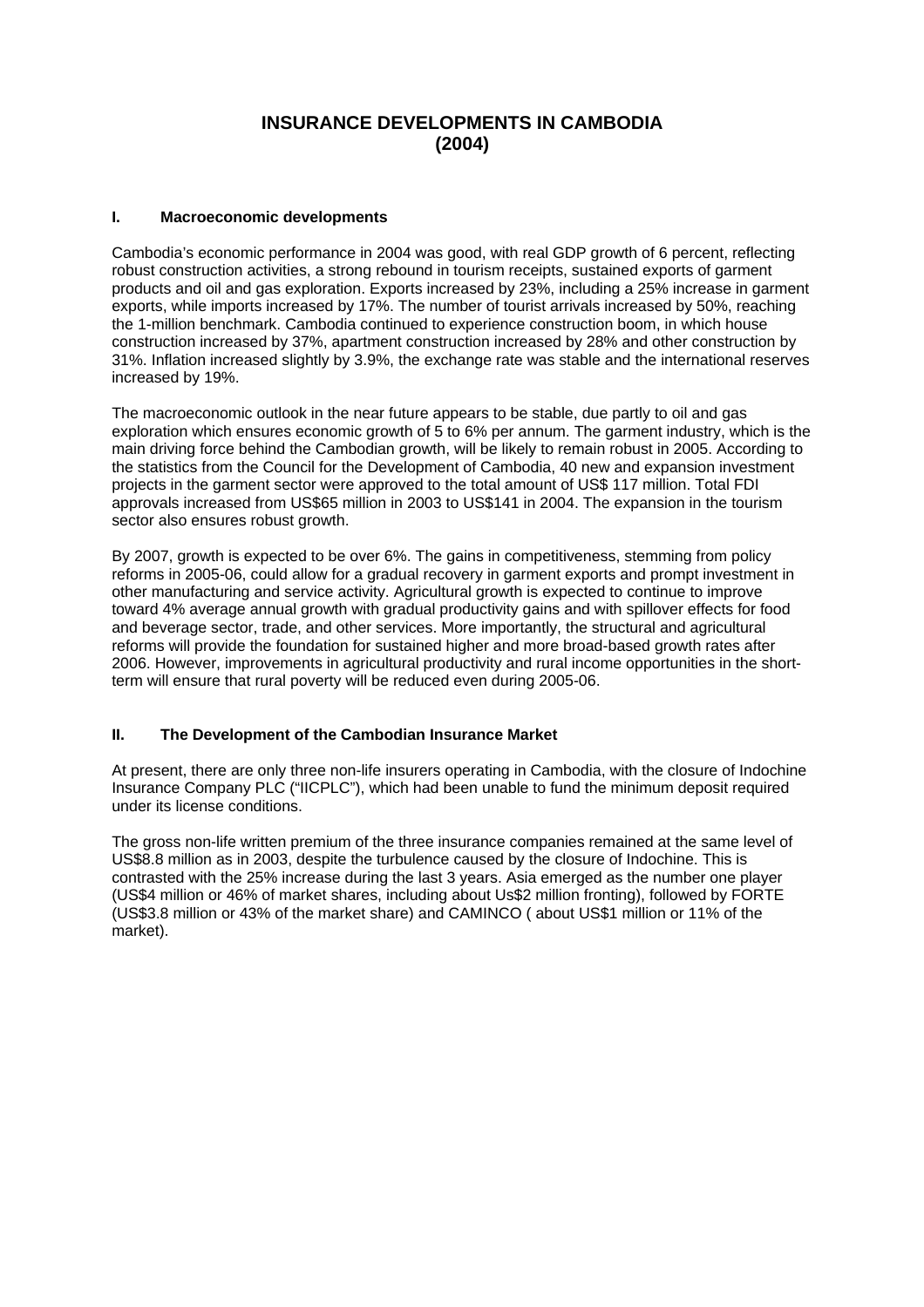# INSURANCE DEVELOPMENTS IN CAMBODIA (2004)

## I. Macroeconomic developments

Cambodia's economic performance in 2004 was good, with real GDP growth of 6 percent, reflecting robust construction activities, a strong rebound in tourism receipts, sustained exports of garment products and oil and gas exploration. Exports increased by 23%, including a 25% increase in garment exports, while imports increased by 17%. The number of tourist arrivals increased by 50%, reaching the 1-million benchmark. Cambodia continued to experience construction boom, in which house construction increased by 37%, apartment construction increased by 28% and other construction by 31%. Inflation increased slightly by 3.9%, the exchange rate was stable and the international reserves increased by 19%.

The macroeconomic outlook in the near future appears to be stable, due partly to oil and gas exploration which ensures economic growth of 5 to 6% per annum. The garment industry, which is the main driving force behind the Cambodian growth, will be likely to remain robust in 2005. According to the statistics from the Council for the Development of Cambodia, 40 new and expansion investment projects in the garment sector were approved to the total amount of US$ 117 million. Total FDI approvals increased from US$65 million in 2003 to US$141 in 2004. The expansion in the tourism sector also ensures robust growth.

By 2007, growth is expected to be over 6%. The gains in competitiveness, stemming from policy reforms in 2005-06, could allow for a gradual recovery in garment exports and prompt investment in other manufacturing and service activity. Agricultural growth is expected to continue to improve toward 4% average annual growth with gradual productivity gains and with spillover effects for food and beverage sector, trade, and other services. More importantly, the structural and agricultural reforms will provide the foundation for sustained higher and more broad-based growth rates after 2006. However, improvements in agricultural productivity and rural income opportunities in the short-term will ensure that rural poverty will be reduced even during 2005-06.

## II. The Development of the Cambodian Insurance Market

At present, there are only three non-life insurers operating in Cambodia, with the closure of Indochine Insurance Company PLC ("IICPLC"), which had been unable to fund the minimum deposit required under its license conditions.

The gross non-life written premium of the three insurance companies remained at the same level of US$8.8 million as in 2003, despite the turbulence caused by the closure of Indochine. This is contrasted with the 25% increase during the last 3 years. Asia emerged as the number one player (US$4 million or 46% of market shares, including about Us$2 million fronting), followed by FORTE (US$3.8 million or 43% of the market share) and CAMINCO ( about US$1 million or 11% of the market).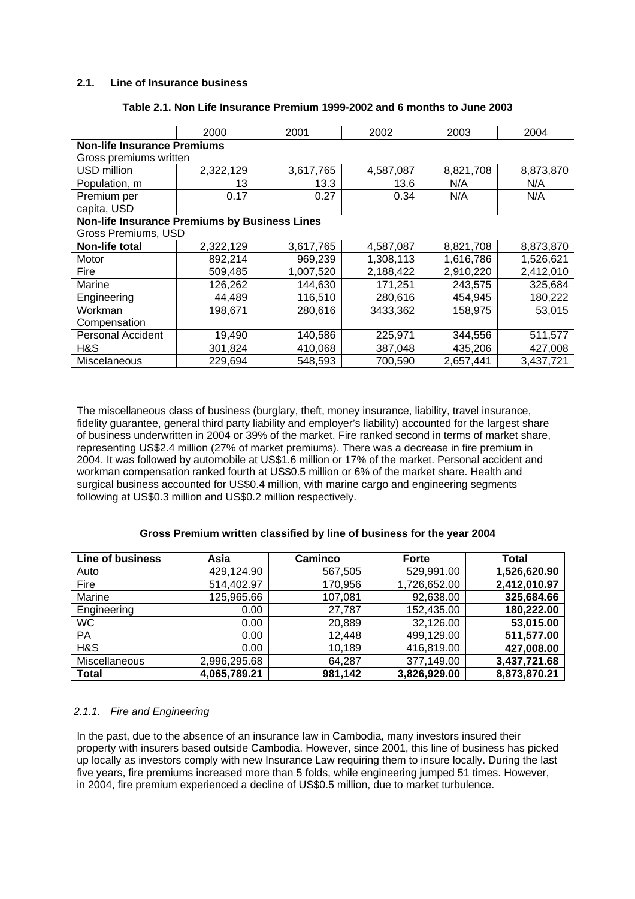### 2.1. Line of Insurance business

**Table 2.1. Non Life Insurance Premium 1999-2002 and 6 months to June 2003**

| | 2000 | 2001 | 2002 | 2003 | 2004 |
|---|---|---|---|---|---|
| **Non-life Insurance Premiums** | | | | | |
| Gross premiums written | | | | | |
| USD million | 2,322,129 | 3,617,765 | 4,587,087 | 8,821,708 | 8,873,870 |
| Population, m | 13 | 13.3 | 13.6 | N/A | N/A |
| Premium per capita, USD | 0.17 | 0.27 | 0.34 | N/A | N/A |
| **Non-life Insurance Premiums by Business Lines** | | | | | |
| Gross Premiums, USD | | | | | |
| **Non-life total** | 2,322,129 | 3,617,765 | 4,587,087 | 8,821,708 | 8,873,870 |
| Motor | 892,214 | 969,239 | 1,308,113 | 1,616,786 | 1,526,621 |
| Fire | 509,485 | 1,007,520 | 2,188,422 | 2,910,220 | 2,412,010 |
| Marine | 126,262 | 144,630 | 171,251 | 243,575 | 325,684 |
| Engineering | 44,489 | 116,510 | 280,616 | 454,945 | 180,222 |
| Workman Compensation | 198,671 | 280,616 | 3433,362 | 158,975 | 53,015 |
| Personal Accident | 19,490 | 140,586 | 225,971 | 344,556 | 511,577 |
| H&S | 301,824 | 410,068 | 387,048 | 435,206 | 427,008 |
| Miscelaneous | 229,694 | 548,593 | 700,590 | 2,657,441 | 3,437,721 |

The miscellaneous class of business (burglary, theft, money insurance, liability, travel insurance, fidelity guarantee, general third party liability and employer's liability) accounted for the largest share of business underwritten in 2004 or 39% of the market. Fire ranked second in terms of market share, representing US$2.4 million (27% of market premiums). There was a decrease in fire premium in 2004. It was followed by automobile at US$1.6 million or 17% of the market. Personal accident and workman compensation ranked fourth at US$0.5 million or 6% of the market share. Health and surgical business accounted for US$0.4 million, with marine cargo and engineering segments following at US$0.3 million and US$0.2 million respectively.

**Gross Premium written classified by line of business for the year 2004**

| Line of business | Asia | Camínco | Forte | Total |
|---|---|---|---|---|
| Auto | 429,124.90 | 567,505 | 529,991.00 | **1,526,620.90** |
| Fire | 514,402.97 | 170,956 | 1,726,652.00 | **2,412,010.97** |
| Marine | 125,965.66 | 107,081 | 92,638.00 | **325,684.66** |
| Engineering | 0.00 | 27,787 | 152,435.00 | **180,222.00** |
| WC | 0.00 | 20,889 | 32,126.00 | **53,015.00** |
| PA | 0.00 | 12,448 | 499,129.00 | **511,577.00** |
| H&S | 0.00 | 10,189 | 416,819.00 | **427,008.00** |
| Miscellaneous | 2,996,295.68 | 64,287 | 377,149.00 | **3,437,721.68** |
| **Total** | **4,065,789.21** | **981,142** | **3,826,929.00** | **8,873,870.21** |

#### *2.1.1. Fire and Engineering*

In the past, due to the absence of an insurance law in Cambodia, many investors insured their property with insurers based outside Cambodia. However, since 2001, this line of business has picked up locally as investors comply with new Insurance Law requiring them to insure locally. During the last five years, fire premiums increased more than 5 folds, while engineering jumped 51 times. However, in 2004, fire premium experienced a decline of US$0.5 million, due to market turbulence.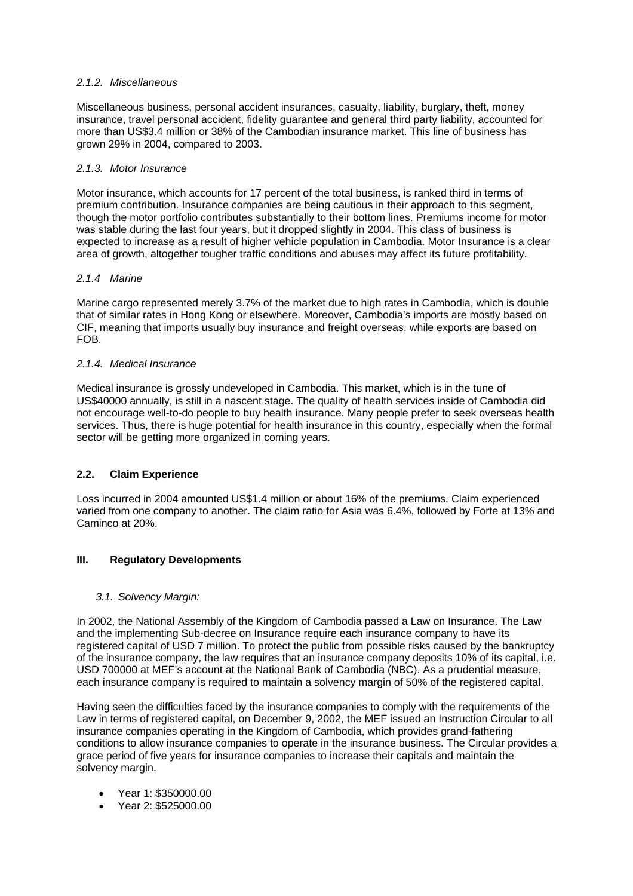#### *2.1.2. Miscellaneous*

Miscellaneous business, personal accident insurances, casualty, liability, burglary, theft, money insurance, travel personal accident, fidelity guarantee and general third party liability, accounted for more than US$3.4 million or 38% of the Cambodian insurance market. This line of business has grown 29% in 2004, compared to 2003.

#### *2.1.3. Motor Insurance*

Motor insurance, which accounts for 17 percent of the total business, is ranked third in terms of premium contribution. Insurance companies are being cautious in their approach to this segment, though the motor portfolio contributes substantially to their bottom lines. Premiums income for motor was stable during the last four years, but it dropped slightly in 2004. This class of business is expected to increase as a result of higher vehicle population in Cambodia. Motor Insurance is a clear area of growth, altogether tougher traffic conditions and abuses may affect its future profitability.

#### *2.1.4 Marine*

Marine cargo represented merely 3.7% of the market due to high rates in Cambodia, which is double that of similar rates in Hong Kong or elsewhere. Moreover, Cambodia's imports are mostly based on CIF, meaning that imports usually buy insurance and freight overseas, while exports are based on FOB.

#### *2.1.4. Medical Insurance*

Medical insurance is grossly undeveloped in Cambodia. This market, which is in the tune of US$40000 annually, is still in a nascent stage. The quality of health services inside of Cambodia did not encourage well-to-do people to buy health insurance. Many people prefer to seek overseas health services. Thus, there is huge potential for health insurance in this country, especially when the formal sector will be getting more organized in coming years.

### **2.2. Claim Experience**

Loss incurred in 2004 amounted US$1.4 million or about 16% of the premiums. Claim experienced varied from one company to another. The claim ratio for Asia was 6.4%, followed by Forte at 13% and Caminco at 20%.

## **III. Regulatory Developments**

### *3.1. Solvency Margin:*

In 2002, the National Assembly of the Kingdom of Cambodia passed a Law on Insurance. The Law and the implementing Sub-decree on Insurance require each insurance company to have its registered capital of USD 7 million. To protect the public from possible risks caused by the bankruptcy of the insurance company, the law requires that an insurance company deposits 10% of its capital, i.e. USD 700000 at MEF's account at the National Bank of Cambodia (NBC). As a prudential measure, each insurance company is required to maintain a solvency margin of 50% of the registered capital.

Having seen the difficulties faced by the insurance companies to comply with the requirements of the Law in terms of registered capital, on December 9, 2002, the MEF issued an Instruction Circular to all insurance companies operating in the Kingdom of Cambodia, which provides grand-fathering conditions to allow insurance companies to operate in the insurance business. The Circular provides a grace period of five years for insurance companies to increase their capitals and maintain the solvency margin.

- Year 1: $350000.00
- Year 2: $525000.00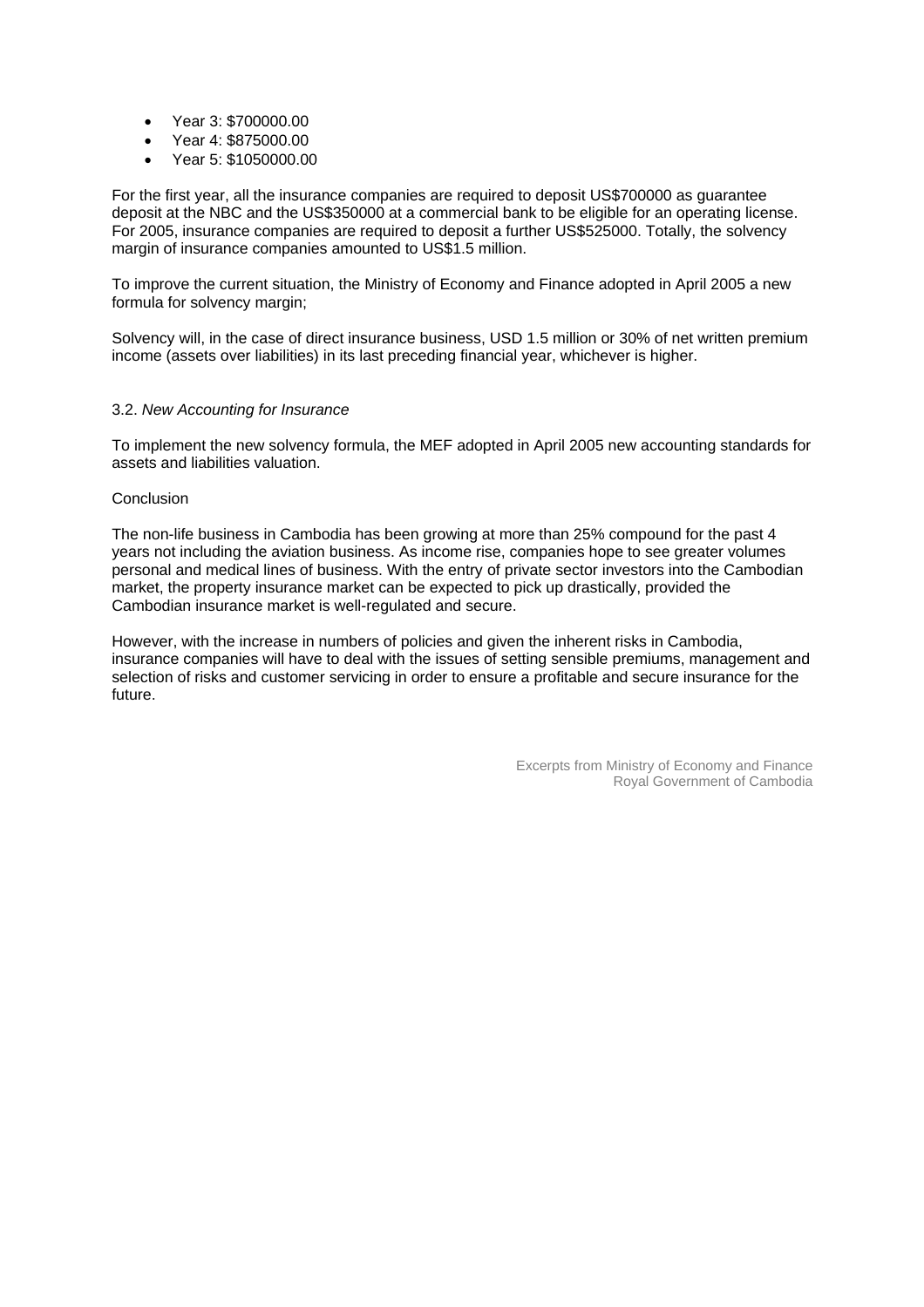- Year 3: $700000.00
- Year 4: $875000.00
- Year 5: $1050000.00

For the first year, all the insurance companies are required to deposit US$700000 as guarantee deposit at the NBC and the US$350000 at a commercial bank to be eligible for an operating license. For 2005, insurance companies are required to deposit a further US$525000. Totally, the solvency margin of insurance companies amounted to US$1.5 million.

To improve the current situation, the Ministry of Economy and Finance adopted in April 2005 a new formula for solvency margin;

Solvency will, in the case of direct insurance business, USD 1.5 million or 30% of net written premium income (assets over liabilities) in its last preceding financial year, whichever is higher.

3.2. *New Accounting for Insurance*

To implement the new solvency formula, the MEF adopted in April 2005 new accounting standards for assets and liabilities valuation.

Conclusion

The non-life business in Cambodia has been growing at more than 25% compound for the past 4 years not including the aviation business. As income rise, companies hope to see greater volumes personal and medical lines of business. With the entry of private sector investors into the Cambodian market, the property insurance market can be expected to pick up drastically, provided the Cambodian insurance market is well-regulated and secure.

However, with the increase in numbers of policies and given the inherent risks in Cambodia, insurance companies will have to deal with the issues of setting sensible premiums, management and selection of risks and customer servicing in order to ensure a profitable and secure insurance for the future.

Excerpts from Ministry of Economy and Finance
Royal Government of Cambodia